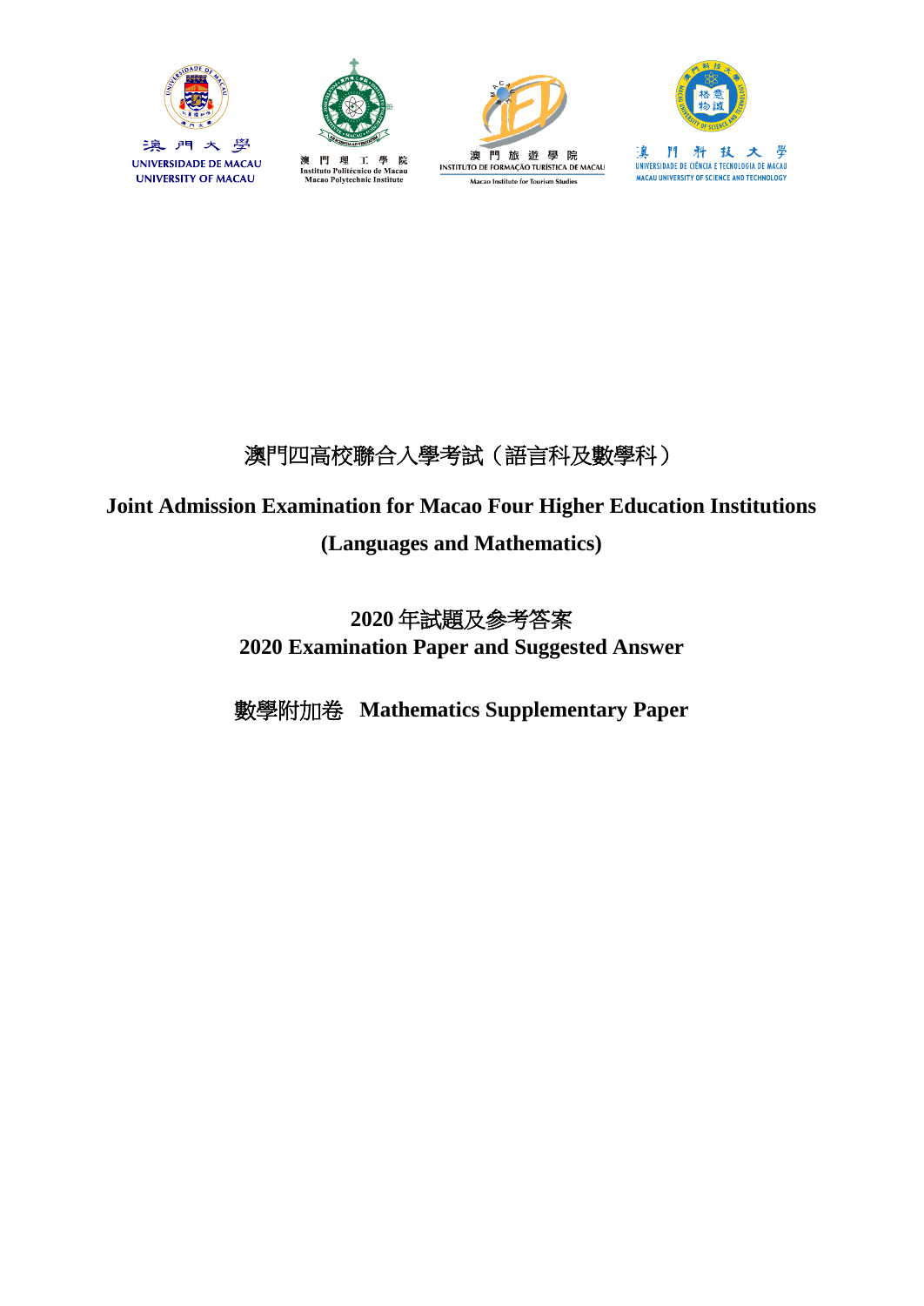澳門大學
UNIVERSIDADE DE MACAU
UNIVERSITY OF MACAU

澳 門 理 工 學 院
Instituto Politécnico de Macau
Macao Polytechnic Institute

澳 門 旅 遊 學 院
INSTITUTO DE FORMAÇÃO TURÍSTICA DE MACAU
Macao Institute for Tourism Studies

澳 門 科 技 大 學
UNIVERSIDADE DE CIÊNCIA E TECNOLOGIA DE MACAU
MACAU UNIVERSITY OF SCIENCE AND TECHNOLOGY

# 澳門四高校聯合入學考試（語言科及數學科）

# Joint Admission Examination for Macao Four Higher Education Institutions (Languages and Mathematics)

## 2020 年試題及參考答案
## 2020 Examination Paper and Suggested Answer

## 數學附加卷 Mathematics Supplementary Paper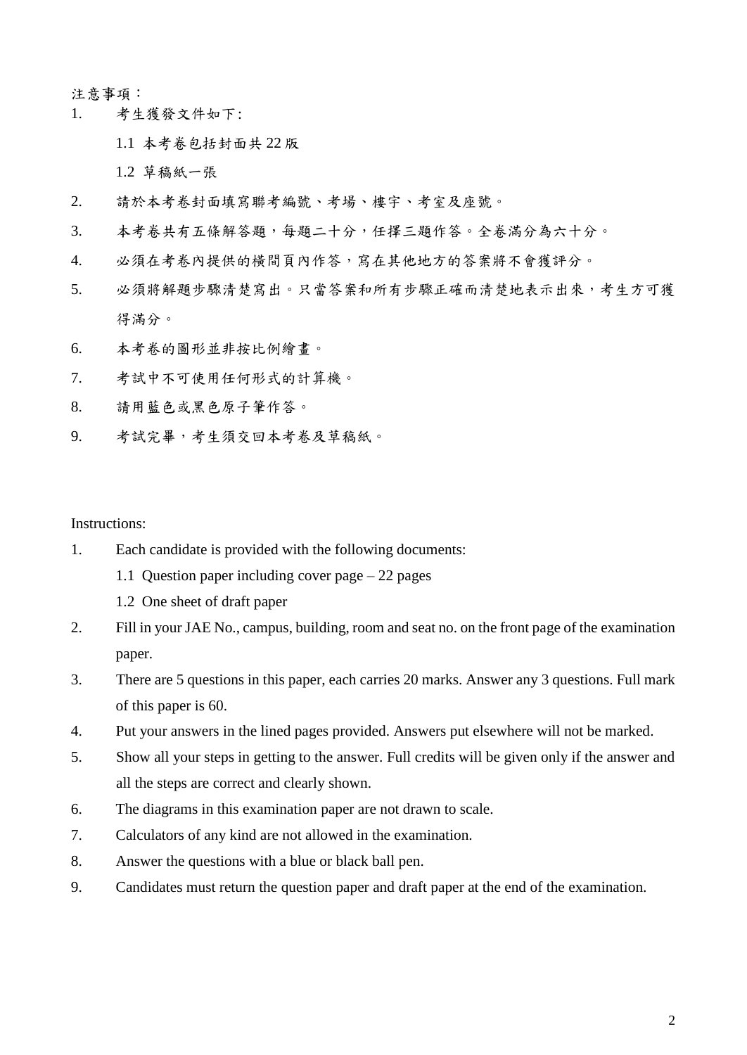注意事項：

1. 考生獲發文件如下：

   1.1 本考卷包括封面共 22 版

   1.2 草稿紙一張

2. 請於本考卷封面填寫聯考編號、考場、樓宇、考室及座號。

3. 本考卷共有五條解答題，每題二十分，任擇三題作答。全卷滿分為六十分。

4. 必須在考卷內提供的橫間頁內作答，寫在其他地方的答案將不會獲評分。

5. 必須將解題步驟清楚寫出。只當答案和所有步驟正確而清楚地表示出來，考生方可獲得滿分。

6. 本考卷的圖形並非按比例繪畫。

7. 考試中不可使用任何形式的計算機。

8. 請用藍色或黑色原子筆作答。

9. 考試完畢，考生須交回本考卷及草稿紙。

Instructions:

1. Each candidate is provided with the following documents:

   1.1 Question paper including cover page – 22 pages

   1.2 One sheet of draft paper

2. Fill in your JAE No., campus, building, room and seat no. on the front page of the examination paper.

3. There are 5 questions in this paper, each carries 20 marks. Answer any 3 questions. Full mark of this paper is 60.

4. Put your answers in the lined pages provided. Answers put elsewhere will not be marked.

5. Show all your steps in getting to the answer. Full credits will be given only if the answer and all the steps are correct and clearly shown.

6. The diagrams in this examination paper are not drawn to scale.

7. Calculators of any kind are not allowed in the examination.

8. Answer the questions with a blue or black ball pen.

9. Candidates must return the question paper and draft paper at the end of the examination.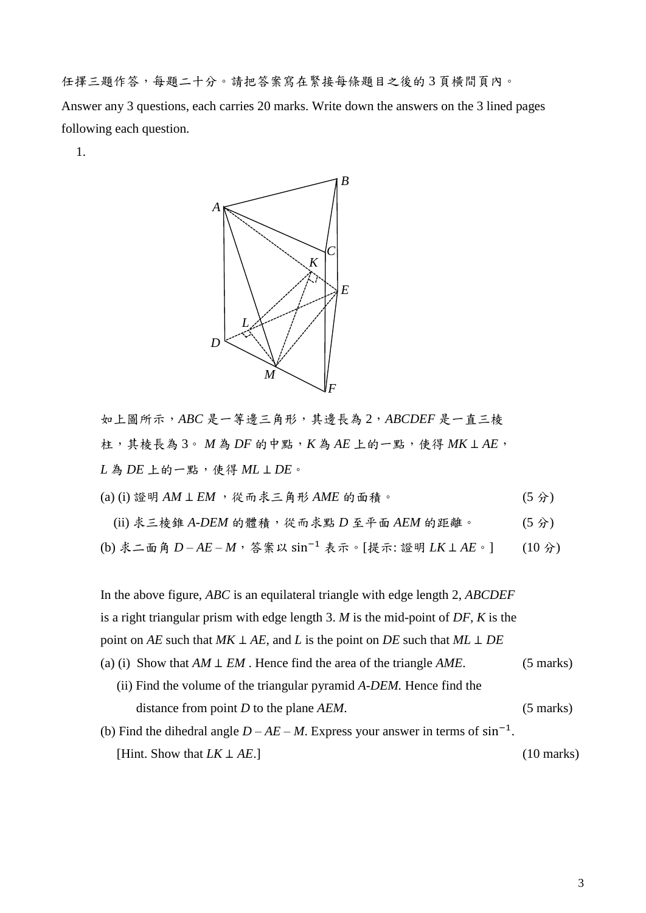任擇三題作答，每題二十分。請把答案寫在緊接每條題目之後的 3 頁橫間頁內。

Answer any 3 questions, each carries 20 marks. Write down the answers on the 3 lined pages following each question.

1.

如上圖所示，$ABC$ 是一等邊三角形，其邊長為 2，$ABCDEF$ 是一直三棱柱，其棱長為 3。 $M$ 為 $DF$ 的中點，$K$ 為 $AE$ 上的一點，使得 $MK \perp AE$，$L$ 為 $DE$ 上的一點，使得 $ML \perp DE$。

(a) (i) 證明 $AM \perp EM$ ，從而求三角形 $AME$ 的面積。 (5 分)

(ii) 求三棱錐 $A$-$DEM$ 的體積，從而求點 $D$ 至平面 $AEM$ 的距離。 (5 分)

(b) 求二面角 $D – AE – M$，答案以 $\sin^{-1}$ 表示。[提示: 證明 $LK \perp AE$。] (10 分)

In the above figure, $ABC$ is an equilateral triangle with edge length 2, $ABCDEF$ is a right triangular prism with edge length 3. $M$ is the mid-point of $DF$, $K$ is the point on $AE$ such that $MK \perp AE$, and $L$ is the point on $DE$ such that $ML \perp DE$

(a) (i) Show that $AM \perp EM$ . Hence find the area of the triangle $AME$. (5 marks)

(ii) Find the volume of the triangular pyramid $A$-$DEM$. Hence find the distance from point $D$ to the plane $AEM$. (5 marks)

(b) Find the dihedral angle $D – AE – M$. Express your answer in terms of $\sin^{-1}$. [Hint. Show that $LK \perp AE$.] (10 marks)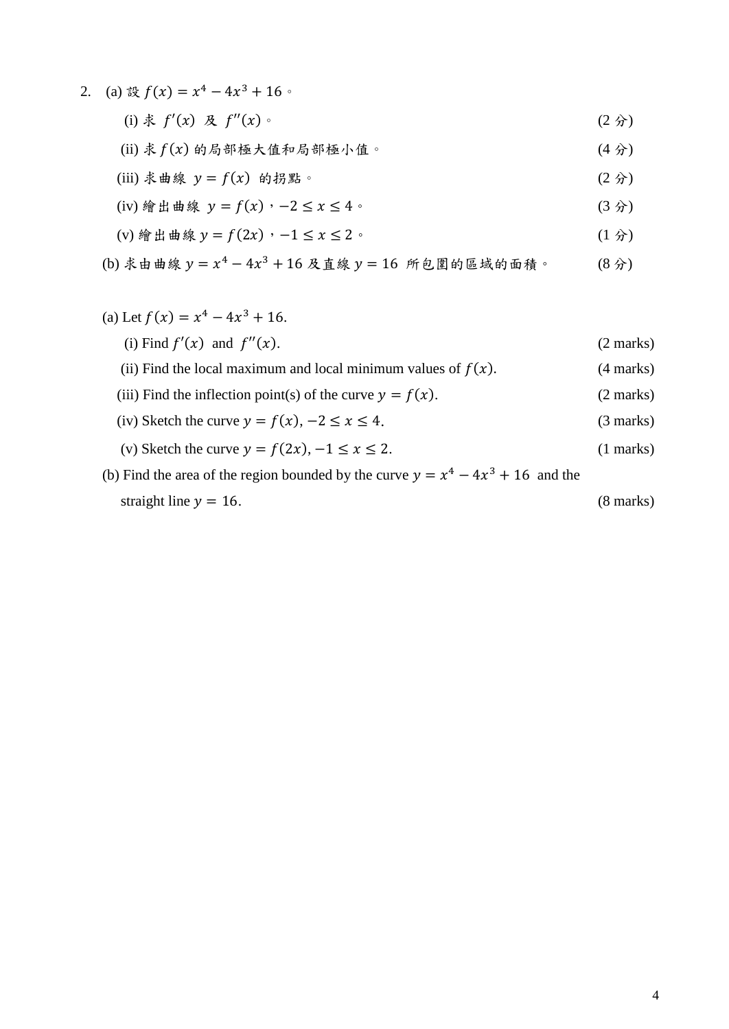2. (a) 設 $f(x) = x^4 - 4x^3 + 16$。

   (i) 求 $f'(x)$ 及 $f''(x)$。 (2 分)

   (ii) 求 $f(x)$ 的局部極大值和局部極小值。 (4 分)

   (iii) 求曲線 $y = f(x)$ 的拐點。 (2 分)

   (iv) 繪出曲線 $y = f(x)$，$-2 \leq x \leq 4$。 (3 分)

   (v) 繪出曲線 $y = f(2x)$，$-1 \leq x \leq 2$。 (1 分)

   (b) 求由曲線 $y = x^4 - 4x^3 + 16$ 及直線 $y = 16$ 所包圍的區域的面積。 (8 分)

   (a) Let $f(x) = x^4 - 4x^3 + 16$.

   (i) Find $f'(x)$ and $f''(x)$. (2 marks)

   (ii) Find the local maximum and local minimum values of $f(x)$. (4 marks)

   (iii) Find the inflection point(s) of the curve $y = f(x)$. (2 marks)

   (iv) Sketch the curve $y = f(x)$, $-2 \leq x \leq 4$. (3 marks)

   (v) Sketch the curve $y = f(2x)$, $-1 \leq x \leq 2$. (1 marks)

   (b) Find the area of the region bounded by the curve $y = x^4 - 4x^3 + 16$ and the straight line $y = 16$. (8 marks)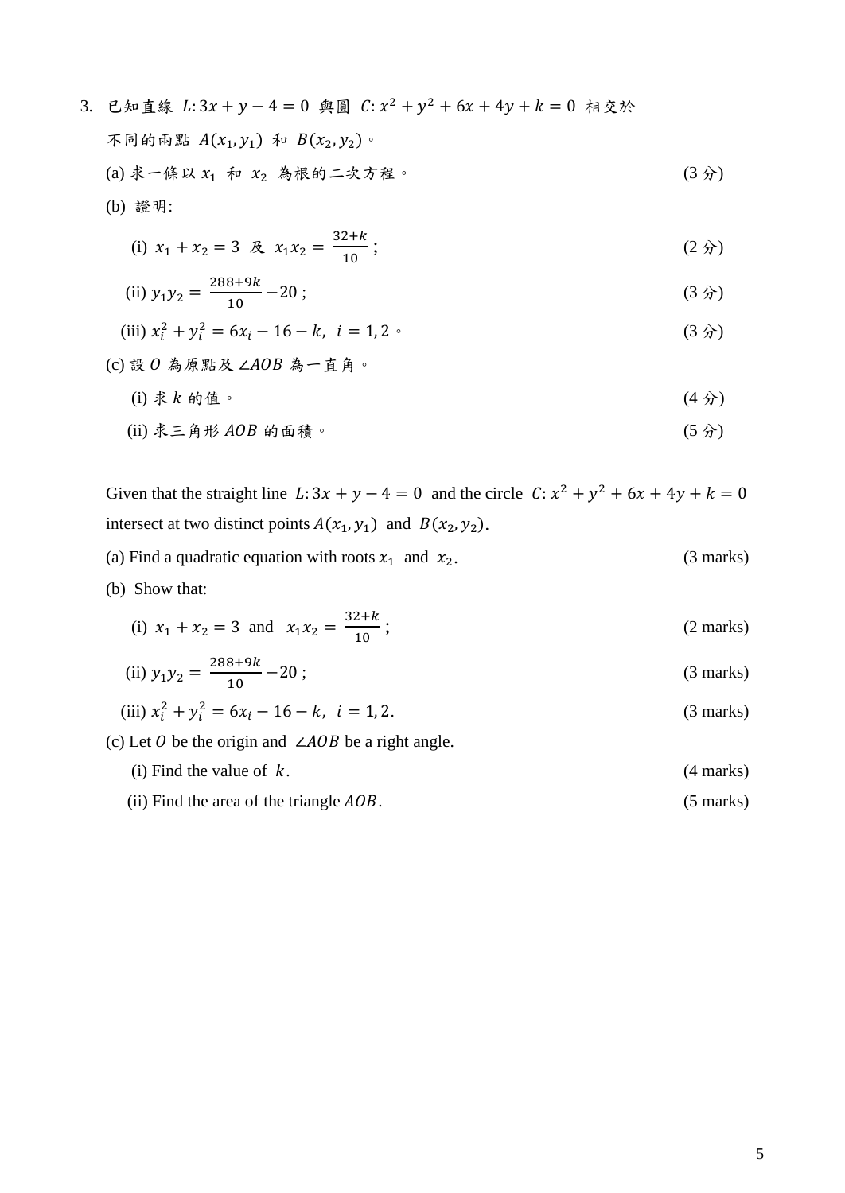3. 已知直線 $L: 3x + y - 4 = 0$ 與圓 $C: x^2 + y^2 + 6x + 4y + k = 0$ 相交於不同的兩點 $A(x_1, y_1)$ 和 $B(x_2, y_2)$。

(a) 求一條以 $x_1$ 和 $x_2$ 為根的二次方程。 (3 分)

(b) 證明:

(i) $x_1 + x_2 = 3$ 及 $x_1 x_2 = \frac{32+k}{10}$; (2 分)

(ii) $y_1 y_2 = \frac{288+9k}{10} - 20$; (3 分)

(iii) $x_i^2 + y_i^2 = 6x_i - 16 - k,\ i = 1, 2$。 (3 分)

(c) 設 $O$ 為原點及 $\angle AOB$ 為一直角。

(i) 求 $k$ 的值。 (4 分)

(ii) 求三角形 $AOB$ 的面積。 (5 分)

Given that the straight line $L: 3x + y - 4 = 0$ and the circle $C: x^2 + y^2 + 6x + 4y + k = 0$ intersect at two distinct points $A(x_1, y_1)$ and $B(x_2, y_2)$.

(a) Find a quadratic equation with roots $x_1$ and $x_2$. (3 marks)

(b) Show that:

(i) $x_1 + x_2 = 3$ and $x_1 x_2 = \frac{32+k}{10}$; (2 marks)

(ii) $y_1 y_2 = \frac{288+9k}{10} - 20$; (3 marks)

(iii) $x_i^2 + y_i^2 = 6x_i - 16 - k,\ i = 1, 2$. (3 marks)

(c) Let $O$ be the origin and $\angle AOB$ be a right angle.

(i) Find the value of $k$. (4 marks)

(ii) Find the area of the triangle $AOB$. (5 marks)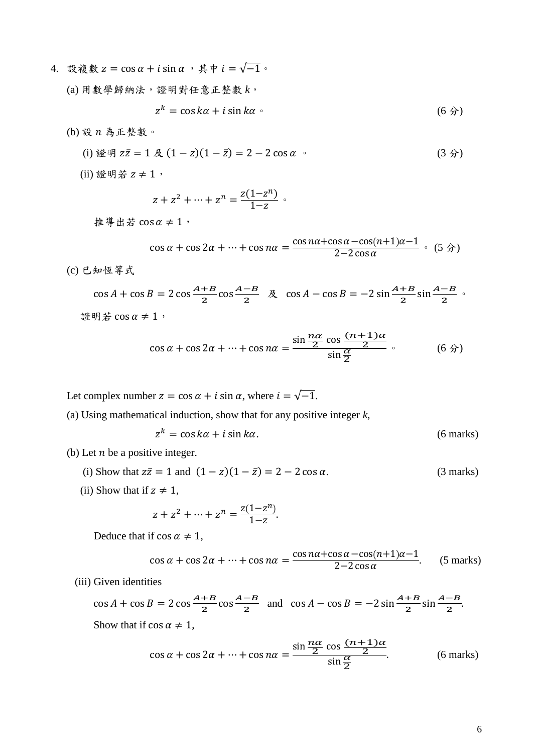4. 設複數 $z = \cos\alpha + i\sin\alpha$，其中 $i = \sqrt{-1}$。

(a) 用數學歸納法，證明對任意正整數 $k$，

$$z^k = \cos k\alpha + i\sin k\alpha \text{。} \qquad (6\text{ 分})$$

(b) 設 $n$ 為正整數。

(i) 證明 $z\bar{z} = 1$ 及 $(1-z)(1-\bar{z}) = 2 - 2\cos\alpha$ 。 (3 分)

(ii) 證明若 $z \neq 1$，

$$z + z^2 + \cdots + z^n = \frac{z(1-z^n)}{1-z} \text{。}$$

推導出若 $\cos\alpha \neq 1$，

$$\cos\alpha + \cos 2\alpha + \cdots + \cos n\alpha = \frac{\cos n\alpha + \cos\alpha - \cos(n+1)\alpha - 1}{2 - 2\cos\alpha} \text{。} \qquad (5\text{ 分})$$

(c) 已知恒等式

$$\cos A + \cos B = 2\cos\frac{A+B}{2}\cos\frac{A-B}{2} \quad \text{及} \quad \cos A - \cos B = -2\sin\frac{A+B}{2}\sin\frac{A-B}{2} \text{。}$$

證明若 $\cos\alpha \neq 1$，

$$\cos\alpha + \cos 2\alpha + \cdots + \cos n\alpha = \frac{\sin\frac{n\alpha}{2}\cos\frac{(n+1)\alpha}{2}}{\sin\frac{\alpha}{2}} \text{。} \qquad (6\text{ 分})$$

Let complex number $z = \cos\alpha + i\sin\alpha$, where $i = \sqrt{-1}$.

(a) Using mathematical induction, show that for any positive integer *k*,

$$z^k = \cos k\alpha + i\sin k\alpha. \qquad (6\text{ marks})$$

(b) Let $n$ be a positive integer.

(i) Show that $z\bar{z} = 1$ and $(1-z)(1-\bar{z}) = 2 - 2\cos\alpha$. (3 marks)

(ii) Show that if $z \neq 1$,

$$z + z^2 + \cdots + z^n = \frac{z(1-z^n)}{1-z}.$$

Deduce that if $\cos\alpha \neq 1$,

$$\cos\alpha + \cos 2\alpha + \cdots + \cos n\alpha = \frac{\cos n\alpha + \cos\alpha - \cos(n+1)\alpha - 1}{2 - 2\cos\alpha}. \qquad (5\text{ marks})$$

(iii) Given identities

$$\cos A + \cos B = 2\cos\frac{A+B}{2}\cos\frac{A-B}{2} \quad \text{and} \quad \cos A - \cos B = -2\sin\frac{A+B}{2}\sin\frac{A-B}{2}.$$

Show that if $\cos\alpha \neq 1$,

$$\cos\alpha + \cos 2\alpha + \cdots + \cos n\alpha = \frac{\sin\frac{n\alpha}{2}\cos\frac{(n+1)\alpha}{2}}{\sin\frac{\alpha}{2}}. \qquad (6\text{ marks})$$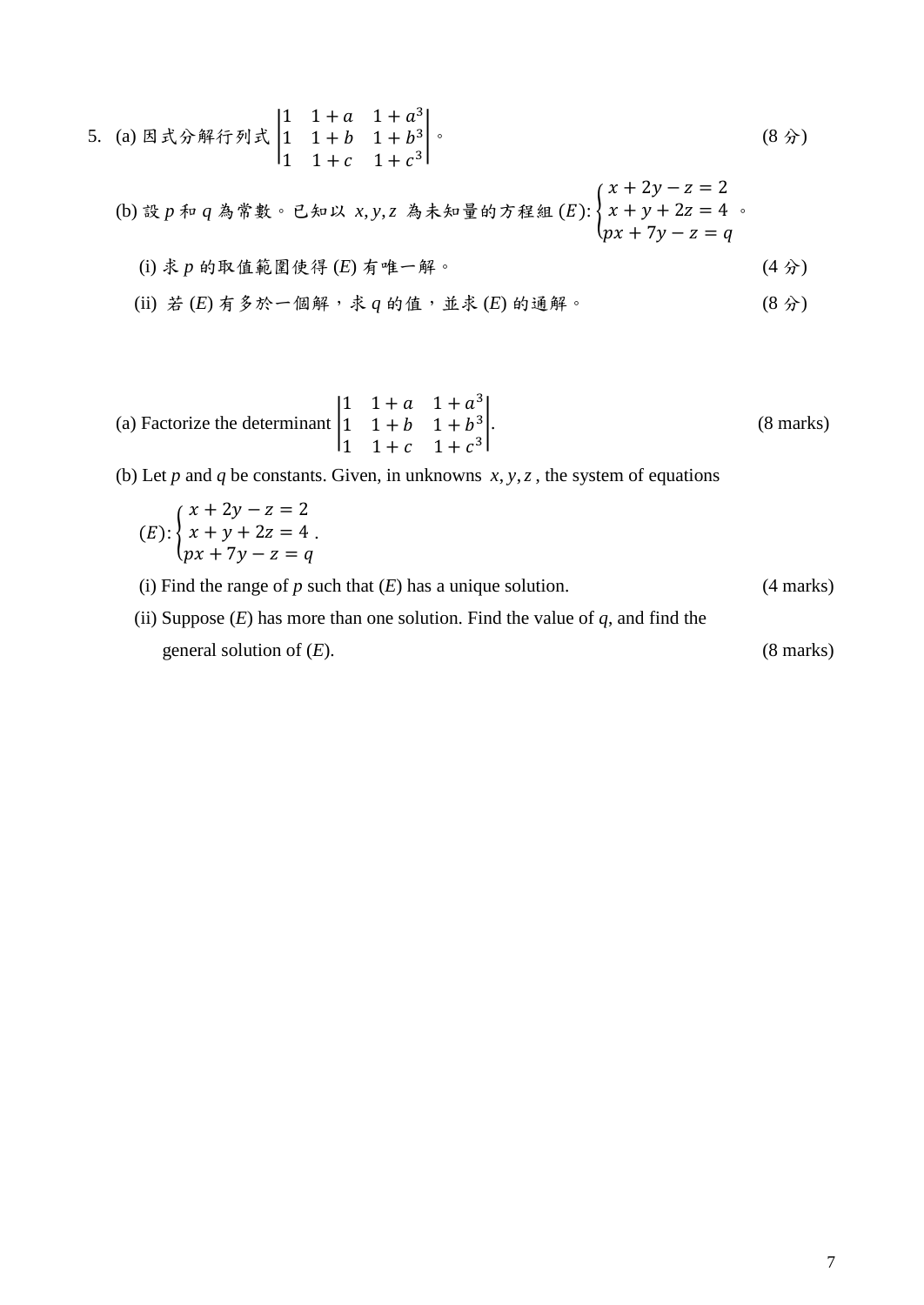5\. (a) 因式分解行列式 $\begin{vmatrix} 1 & 1+a & 1+a^3 \\ 1 & 1+b & 1+b^3 \\ 1 & 1+c & 1+c^3 \end{vmatrix}$。 (8 分)

(b) 設 $p$ 和 $q$ 為常數。已知以 $x, y, z$ 為未知量的方程組 $(E)$: $\begin{cases} x+2y-z=2 \\ x+y+2z=4 \\ px+7y-z=q \end{cases}$。

(i) 求 $p$ 的取值範圍使得 $(E)$ 有唯一解。 (4 分)

(ii) 若 $(E)$ 有多於一個解，求 $q$ 的值，並求 $(E)$ 的通解。 (8 分)

(a) Factorize the determinant $\begin{vmatrix} 1 & 1+a & 1+a^3 \\ 1 & 1+b & 1+b^3 \\ 1 & 1+c & 1+c^3 \end{vmatrix}$. (8 marks)

(b) Let $p$ and $q$ be constants. Given, in unknowns $x, y, z$, the system of equations

$$(E): \begin{cases} x+2y-z=2 \\ x+y+2z=4 \\ px+7y-z=q \end{cases}.$$

(i) Find the range of $p$ such that $(E)$ has a unique solution. (4 marks)

(ii) Suppose $(E)$ has more than one solution. Find the value of $q$, and find the general solution of $(E)$. (8 marks)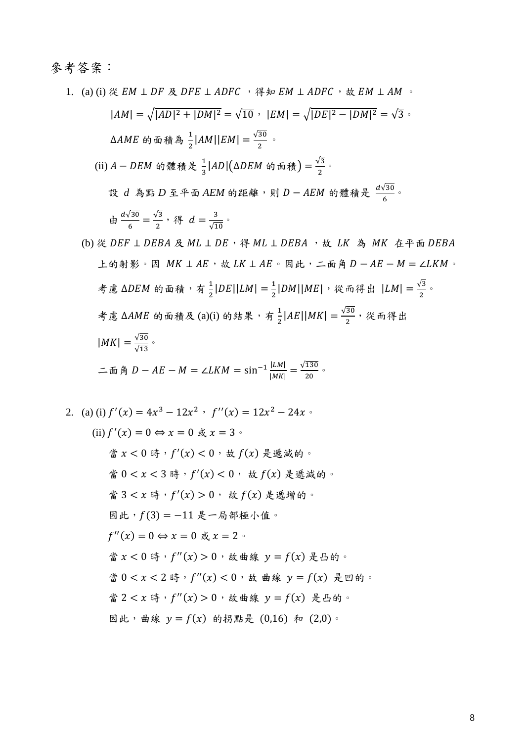參考答案：

1. (a) (i) 從 $EM \perp DF$ 及 $DFE \perp ADFC$ ，得知 $EM \perp ADFC$，故 $EM \perp AM$ 。

   $|AM| = \sqrt{|AD|^2 + |DM|^2} = \sqrt{10}$， $|EM| = \sqrt{|DE|^2 - |DM|^2} = \sqrt{3}$。

   $\Delta AME$ 的面積為 $\frac{1}{2}|AM||EM| = \frac{\sqrt{30}}{2}$ 。

   (ii) $A - DEM$ 的體積是 $\frac{1}{3}|AD|(\Delta DEM \text{ 的面積}) = \frac{\sqrt{3}}{2}$。

   設 $d$ 為點 $D$ 至平面 $AEM$ 的距離，則 $D - AEM$ 的體積是 $\frac{d\sqrt{30}}{6}$。

   由 $\frac{d\sqrt{30}}{6} = \frac{\sqrt{3}}{2}$，得 $d = \frac{3}{\sqrt{10}}$。

   (b) 從 $DEF \perp DEBA$ 及 $ML \perp DE$，得 $ML \perp DEBA$ ，故 $LK$ 為 $MK$ 在平面 $DEBA$ 上的射影。因 $MK \perp AE$，故 $LK \perp AE$。因此，二面角 $D - AE - M = \angle LKM$。

   考慮 $\Delta DEM$ 的面積，有 $\frac{1}{2}|DE||LM| = \frac{1}{2}|DM||ME|$，從而得出 $|LM| = \frac{\sqrt{3}}{2}$。

   考慮 $\Delta AME$ 的面積及 (a)(i) 的結果，有 $\frac{1}{2}|AE||MK| = \frac{\sqrt{30}}{2}$，從而得出 $|MK| = \frac{\sqrt{30}}{\sqrt{13}}$。

   二面角 $D - AE - M = \angle LKM = \sin^{-1}\frac{|LM|}{|MK|} = \frac{\sqrt{130}}{20}$。

2. (a) (i) $f'(x) = 4x^3 - 12x^2$， $f''(x) = 12x^2 - 24x$。

   (ii) $f'(x) = 0 \Leftrightarrow x = 0$ 或 $x = 3$。

   當 $x < 0$ 時，$f'(x) < 0$，故 $f(x)$ 是遞減的。

   當 $0 < x < 3$ 時，$f'(x) < 0$， 故 $f(x)$ 是遞減的。

   當 $3 < x$ 時，$f'(x) > 0$， 故 $f(x)$ 是遞增的。

   因此，$f(3) = -11$ 是一局部極小值。

   $f''(x) = 0 \Leftrightarrow x = 0$ 或 $x = 2$。

   當 $x < 0$ 時，$f''(x) > 0$，故曲線 $y = f(x)$ 是凸的。

   當 $0 < x < 2$ 時，$f''(x) < 0$，故 曲線 $y = f(x)$ 是凹的。

   當 $2 < x$ 時，$f''(x) > 0$，故曲線 $y = f(x)$ 是凸的。

   因此，曲線 $y = f(x)$ 的拐點是 $(0,16)$ 和 $(2,0)$。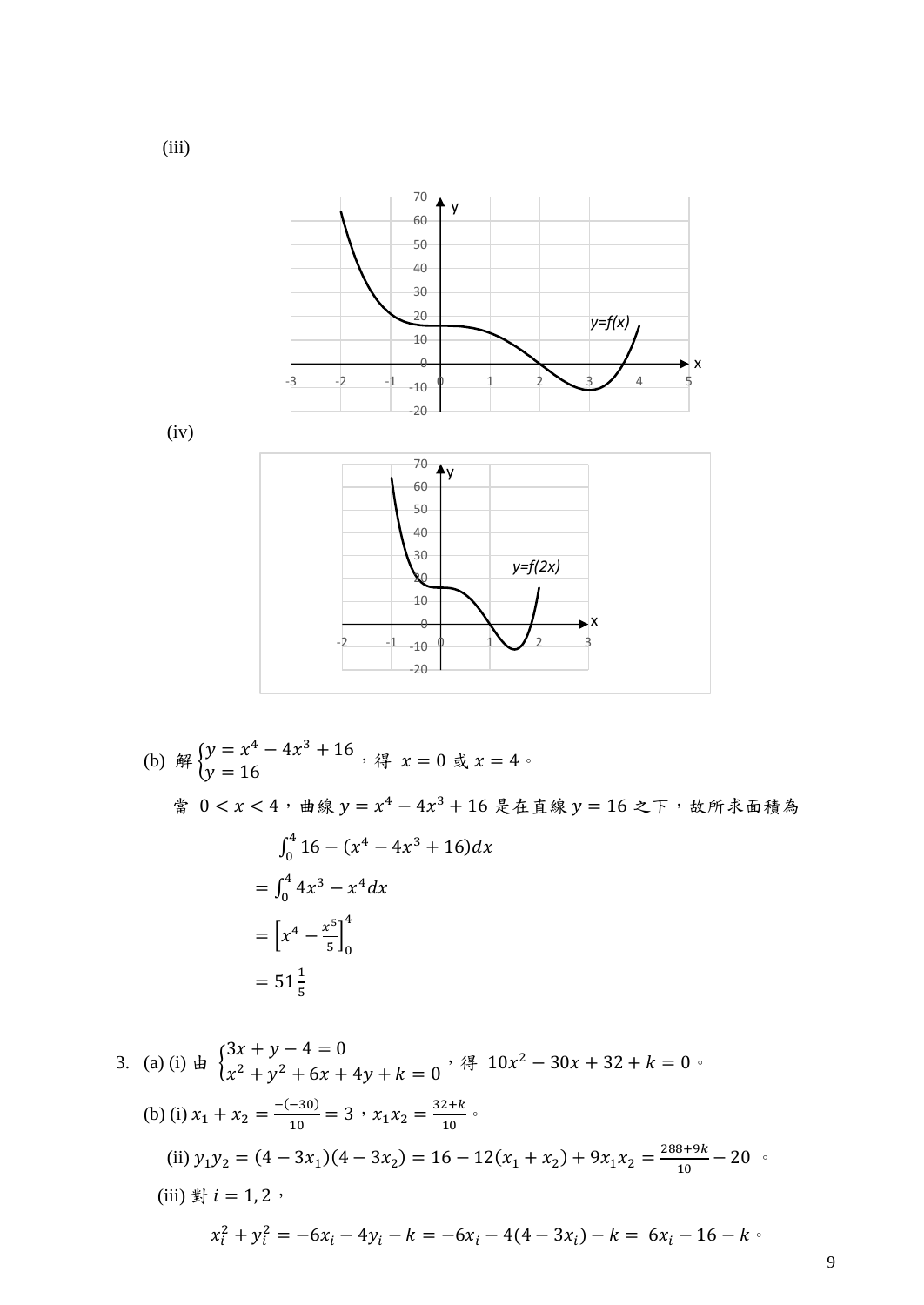(iii)

(iv)

(b) 解 $\begin{cases} y = x^4 - 4x^3 + 16 \\ y = 16 \end{cases}$，得 $x = 0$ 或 $x = 4$。

當 $0 < x < 4$，曲線 $y = x^4 - 4x^3 + 16$ 是在直線 $y = 16$ 之下，故所求面積為

$$\int_0^4 16 - (x^4 - 4x^3 + 16)dx$$

$$= \int_0^4 4x^3 - x^4 dx$$

$$= \left[x^4 - \frac{x^5}{5}\right]_0^4$$

$$= 51\frac{1}{5}$$

3. (a) (i) 由 $\begin{cases} 3x + y - 4 = 0 \\ x^2 + y^2 + 6x + 4y + k = 0 \end{cases}$，得 $10x^2 - 30x + 32 + k = 0$。

(b) (i) $x_1 + x_2 = \frac{-(-30)}{10} = 3$，$x_1x_2 = \frac{32+k}{10}$。

(ii) $y_1y_2 = (4 - 3x_1)(4 - 3x_2) = 16 - 12(x_1 + x_2) + 9x_1x_2 = \frac{288+9k}{10} - 20$。

(iii) 對 $i = 1, 2$，

$$x_i^2 + y_i^2 = -6x_i - 4y_i - k = -6x_i - 4(4 - 3x_i) - k = 6x_i - 16 - k。$$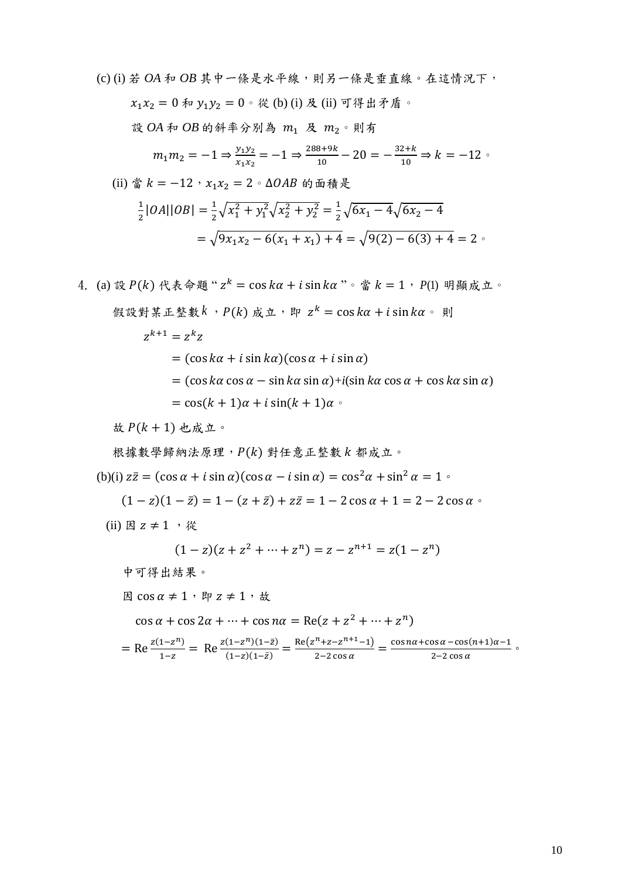(c) (i) 若 $OA$ 和 $OB$ 其中一條是水平線，則另一條是垂直線。在這情況下，

$x_1x_2 = 0$ 和 $y_1y_2 = 0$。從 (b) (i) 及 (ii) 可得出矛盾。

設 $OA$ 和 $OB$ 的斜率分別為 $m_1$ 及 $m_2$。則有

$$m_1m_2 = -1 \Rightarrow \frac{y_1y_2}{x_1x_2} = -1 \Rightarrow \frac{288+9k}{10} - 20 = -\frac{32+k}{10} \Rightarrow k = -12。$$

(ii) 當 $k = -12$，$x_1x_2 = 2$。$\Delta OAB$ 的面積是

$$\frac{1}{2}|OA||OB| = \frac{1}{2}\sqrt{x_1^2+y_1^2}\sqrt{x_2^2+y_2^2} = \frac{1}{2}\sqrt{6x_1-4}\sqrt{6x_2-4}$$

$$= \sqrt{9x_1x_2 - 6(x_1+x_1) + 4} = \sqrt{9(2) - 6(3) + 4} = 2。$$

4. (a) 設 $P(k)$ 代表命題 " $z^k = \cos k\alpha + i\sin k\alpha$ "。當 $k = 1$，$P(1)$ 明顯成立。

假設對某正整數 $k$，$P(k)$ 成立，即 $z^k = \cos k\alpha + i\sin k\alpha$。則

$$\begin{aligned} z^{k+1} &= z^k z \\ &= (\cos k\alpha + i\sin k\alpha)(\cos\alpha + i\sin\alpha) \\ &= (\cos k\alpha\cos\alpha - \sin k\alpha\sin\alpha) + i(\sin k\alpha\cos\alpha + \cos k\alpha\sin\alpha) \\ &= \cos(k+1)\alpha + i\sin(k+1)\alpha。 \end{aligned}$$

故 $P(k+1)$ 也成立。

根據數學歸納法原理，$P(k)$ 對任意正整數 $k$ 都成立。

(b)(i) $z\bar{z} = (\cos\alpha + i\sin\alpha)(\cos\alpha - i\sin\alpha) = \cos^2\alpha + \sin^2\alpha = 1$。

$(1-z)(1-\bar{z}) = 1 - (z+\bar{z}) + z\bar{z} = 1 - 2\cos\alpha + 1 = 2 - 2\cos\alpha$。

(ii) 因 $z \neq 1$，從

$$(1-z)(z + z^2 + \cdots + z^n) = z - z^{n+1} = z(1-z^n)$$

中可得出結果。

因 $\cos\alpha \neq 1$，即 $z \neq 1$，故

$$\cos\alpha + \cos 2\alpha + \cdots + \cos n\alpha = \operatorname{Re}(z + z^2 + \cdots + z^n)$$

$$= \operatorname{Re}\frac{z(1-z^n)}{1-z} = \operatorname{Re}\frac{z(1-z^n)(1-\bar{z})}{(1-z)(1-\bar{z})} = \frac{\operatorname{Re}(z^n + z - z^{n+1} - 1)}{2-2\cos\alpha} = \frac{\cos n\alpha + \cos\alpha - \cos(n+1)\alpha - 1}{2-2\cos\alpha}。$$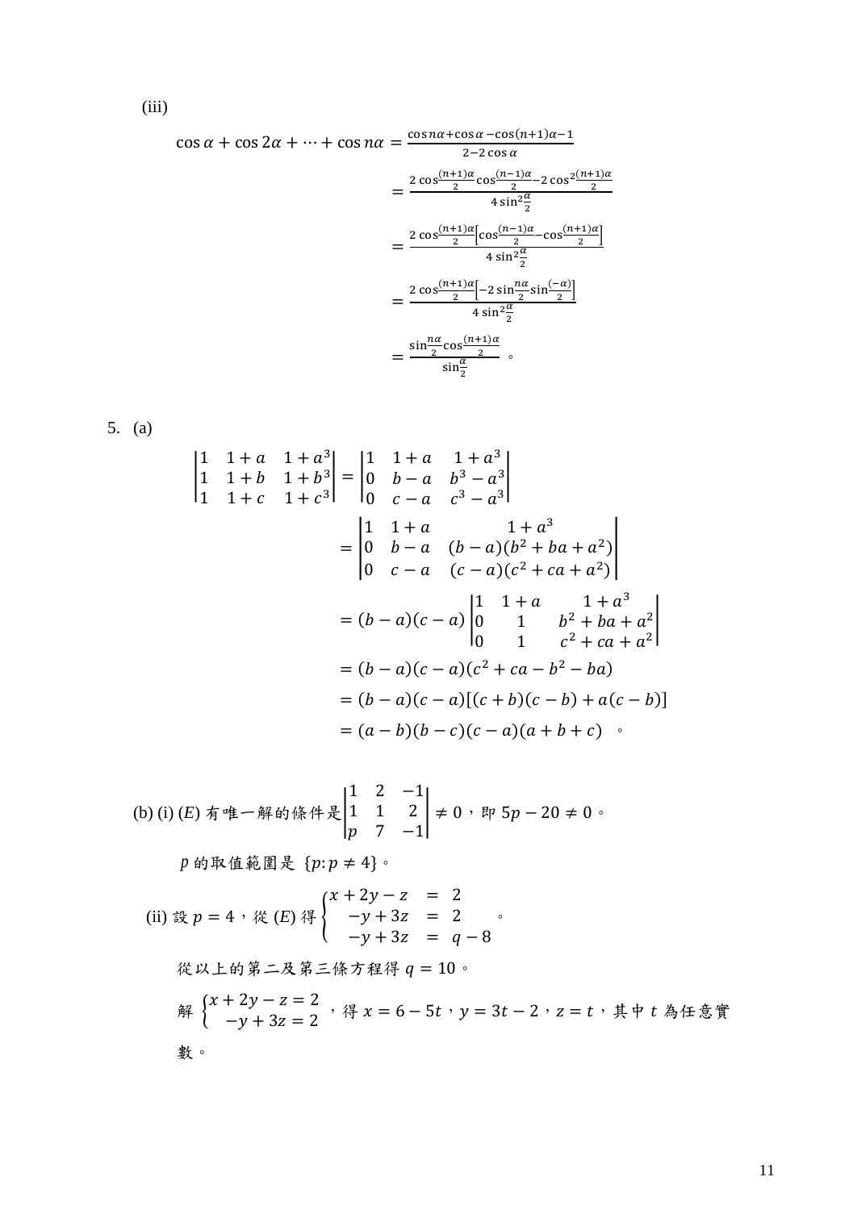(iii)

$$
\begin{aligned}
\cos\alpha + \cos 2\alpha + \cdots + \cos n\alpha &= \frac{\cos n\alpha + \cos\alpha - \cos(n+1)\alpha - 1}{2 - 2\cos\alpha} \\
&= \frac{2\cos\frac{(n+1)\alpha}{2}\cos\frac{(n-1)\alpha}{2} - 2\cos^2\frac{(n+1)\alpha}{2}}{4\sin^2\frac{\alpha}{2}} \\
&= \frac{2\cos\frac{(n+1)\alpha}{2}\left[\cos\frac{(n-1)\alpha}{2} - \cos\frac{(n+1)\alpha}{2}\right]}{4\sin^2\frac{\alpha}{2}} \\
&= \frac{2\cos\frac{(n+1)\alpha}{2}\left[-2\sin\frac{n\alpha}{2}\sin\frac{(-\alpha)}{2}\right]}{4\sin^2\frac{\alpha}{2}} \\
&= \frac{\sin\frac{n\alpha}{2}\cos\frac{(n+1)\alpha}{2}}{\sin\frac{\alpha}{2}}\ 。
\end{aligned}
$$

5. (a)

$$
\begin{aligned}
\begin{vmatrix} 1 & 1+a & 1+a^3 \\ 1 & 1+b & 1+b^3 \\ 1 & 1+c & 1+c^3 \end{vmatrix} &= \begin{vmatrix} 1 & 1+a & 1+a^3 \\ 0 & b-a & b^3-a^3 \\ 0 & c-a & c^3-a^3 \end{vmatrix} \\
&= \begin{vmatrix} 1 & 1+a & 1+a^3 \\ 0 & b-a & (b-a)(b^2+ba+a^2) \\ 0 & c-a & (c-a)(c^2+ca+a^2) \end{vmatrix} \\
&= (b-a)(c-a)\begin{vmatrix} 1 & 1+a & 1+a^3 \\ 0 & 1 & b^2+ba+a^2 \\ 0 & 1 & c^2+ca+a^2 \end{vmatrix} \\
&= (b-a)(c-a)(c^2+ca-b^2-ba) \\
&= (b-a)(c-a)[(c+b)(c-b)+a(c-b)] \\
&= (a-b)(b-c)(c-a)(a+b+c)\ 。
\end{aligned}
$$

(b) (i) $(E)$ 有唯一解的條件是$\begin{vmatrix} 1 & 2 & -1 \\ 1 & 1 & 2 \\ p & 7 & -1 \end{vmatrix} \neq 0$，即 $5p - 20 \neq 0$。

$p$ 的取值範圍是 $\{p: p \neq 4\}$。

(ii) 設 $p = 4$，從 $(E)$ 得 $\begin{cases} x + 2y - z = 2 \\ -y + 3z = 2 \\ -y + 3z = q - 8 \end{cases}$ 。

從以上的第二及第三條方程得 $q = 10$。

解 $\begin{cases} x + 2y - z = 2 \\ -y + 3z = 2 \end{cases}$，得 $x = 6 - 5t$，$y = 3t - 2$，$z = t$，其中 $t$ 為任意實數。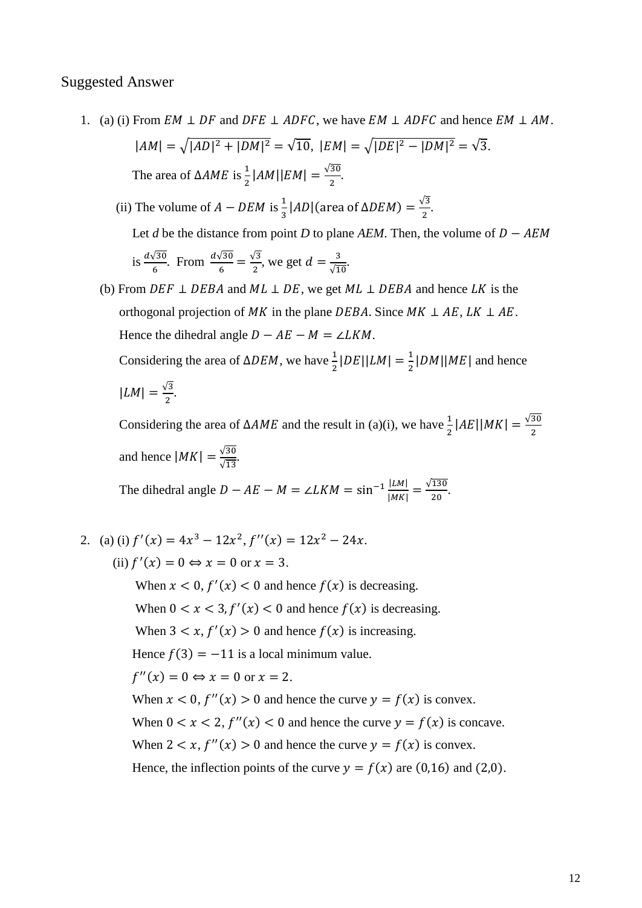Suggested Answer

1. (a) (i) From $EM \perp DF$ and $DFE \perp ADFC$, we have $EM \perp ADFC$ and hence $EM \perp AM$.

   $|AM| = \sqrt{|AD|^2 + |DM|^2} = \sqrt{10}$, $|EM| = \sqrt{|DE|^2 - |DM|^2} = \sqrt{3}$.

   The area of $\Delta AME$ is $\frac{1}{2}|AM||EM| = \frac{\sqrt{30}}{2}$.

   (ii) The volume of $A - DEM$ is $\frac{1}{3}|AD|(\text{area of } \Delta DEM) = \frac{\sqrt{3}}{2}$.

   Let *d* be the distance from point *D* to plane *AEM*. Then, the volume of $D - AEM$ is $\frac{d\sqrt{30}}{6}$. From $\frac{d\sqrt{30}}{6} = \frac{\sqrt{3}}{2}$, we get $d = \frac{3}{\sqrt{10}}$.

   (b) From $DEF \perp DEBA$ and $ML \perp DE$, we get $ML \perp DEBA$ and hence $LK$ is the orthogonal projection of $MK$ in the plane $DEBA$. Since $MK \perp AE$, $LK \perp AE$.

   Hence the dihedral angle $D - AE - M = \angle LKM$.

   Considering the area of $\Delta DEM$, we have $\frac{1}{2}|DE||LM| = \frac{1}{2}|DM||ME|$ and hence $|LM| = \frac{\sqrt{3}}{2}$.

   Considering the area of $\Delta AME$ and the result in (a)(i), we have $\frac{1}{2}|AE||MK| = \frac{\sqrt{30}}{2}$ and hence $|MK| = \frac{\sqrt{30}}{\sqrt{13}}$.

   The dihedral angle $D - AE - M = \angle LKM = \sin^{-1}\frac{|LM|}{|MK|} = \frac{\sqrt{130}}{20}$.

2. (a) (i) $f'(x) = 4x^3 - 12x^2$, $f''(x) = 12x^2 - 24x$.

   (ii) $f'(x) = 0 \Leftrightarrow x = 0$ or $x = 3$.

   When $x < 0$, $f'(x) < 0$ and hence $f(x)$ is decreasing.

   When $0 < x < 3$, $f'(x) < 0$ and hence $f(x)$ is decreasing.

   When $3 < x$, $f'(x) > 0$ and hence $f(x)$ is increasing.

   Hence $f(3) = -11$ is a local minimum value.

   $f''(x) = 0 \Leftrightarrow x = 0$ or $x = 2$.

   When $x < 0$, $f''(x) > 0$ and hence the curve $y = f(x)$ is convex.

   When $0 < x < 2$, $f''(x) < 0$ and hence the curve $y = f(x)$ is concave.

   When $2 < x$, $f''(x) > 0$ and hence the curve $y = f(x)$ is convex.

   Hence, the inflection points of the curve $y = f(x)$ are $(0,16)$ and $(2,0)$.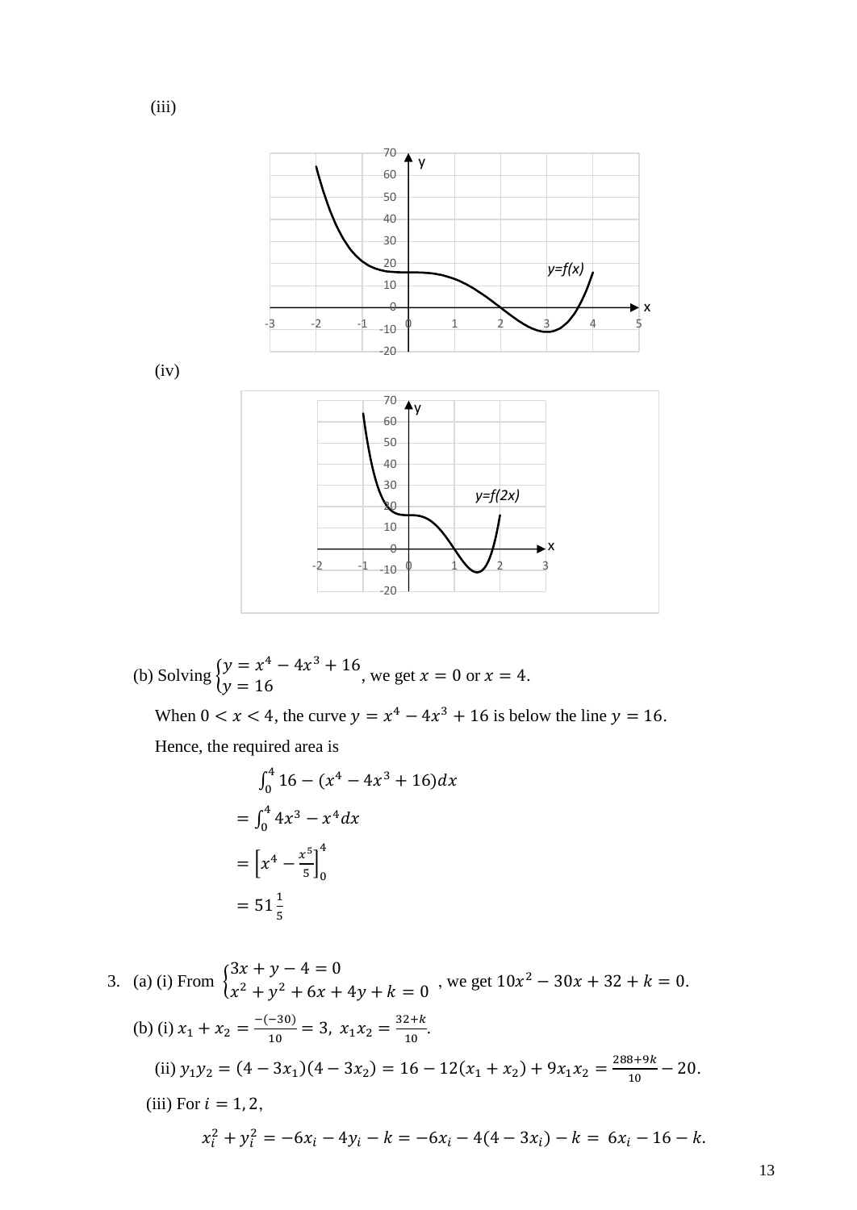(iii)

(iv)

(b) Solving $\begin{cases} y = x^4 - 4x^3 + 16 \\ y = 16 \end{cases}$, we get $x = 0$ or $x = 4$.

When $0 < x < 4$, the curve $y = x^4 - 4x^3 + 16$ is below the line $y = 16$.

Hence, the required area is

$$\begin{aligned} &\int_0^4 16 - (x^4 - 4x^3 + 16)dx \\ &= \int_0^4 4x^3 - x^4 dx \\ &= \left[x^4 - \frac{x^5}{5}\right]_0^4 \\ &= 51\frac{1}{5} \end{aligned}$$

3. (a) (i) From $\begin{cases} 3x + y - 4 = 0 \\ x^2 + y^2 + 6x + 4y + k = 0 \end{cases}$, we get $10x^2 - 30x + 32 + k = 0$.

(b) (i) $x_1 + x_2 = \frac{-(-30)}{10} = 3,\ x_1x_2 = \frac{32+k}{10}$.

(ii) $y_1y_2 = (4 - 3x_1)(4 - 3x_2) = 16 - 12(x_1 + x_2) + 9x_1x_2 = \frac{288+9k}{10} - 20$.

(iii) For $i = 1, 2$,

$$x_i^2 + y_i^2 = -6x_i - 4y_i - k = -6x_i - 4(4 - 3x_i) - k = 6x_i - 16 - k.$$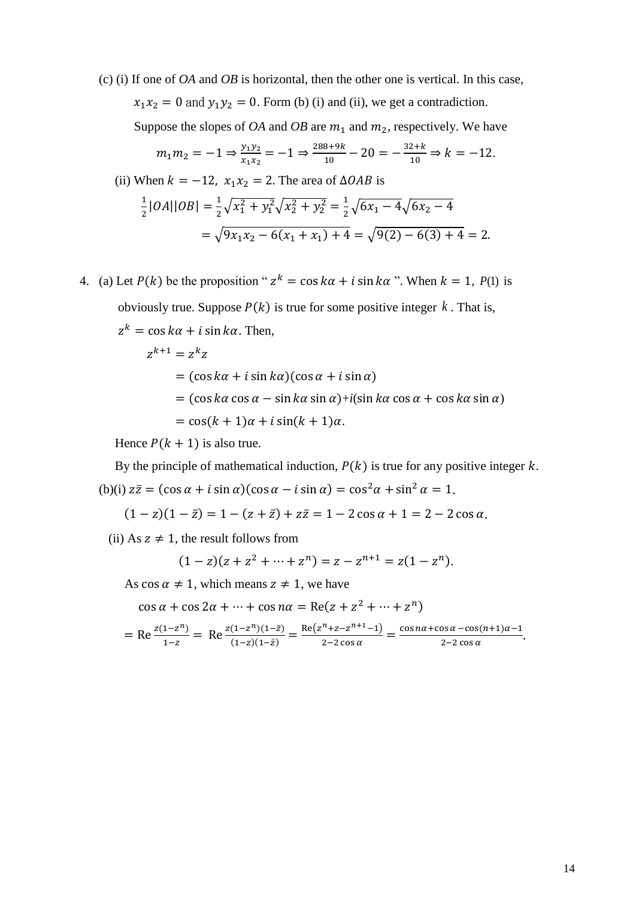(c) (i) If one of *OA* and *OB* is horizontal, then the other one is vertical. In this case, $x_1x_2 = 0$ and $y_1y_2 = 0$. Form (b) (i) and (ii), we get a contradiction.

Suppose the slopes of *OA* and *OB* are $m_1$ and $m_2$, respectively. We have

$$m_1m_2 = -1 \Rightarrow \frac{y_1y_2}{x_1x_2} = -1 \Rightarrow \frac{288+9k}{10} - 20 = -\frac{32+k}{10} \Rightarrow k = -12.$$

(ii) When $k = -12$, $x_1x_2 = 2$. The area of $\Delta OAB$ is

$$\frac{1}{2}|OA||OB| = \frac{1}{2}\sqrt{x_1^2+y_1^2}\sqrt{x_2^2+y_2^2} = \frac{1}{2}\sqrt{6x_1-4}\sqrt{6x_2-4}$$

$$= \sqrt{9x_1x_2 - 6(x_1+x_1)+4} = \sqrt{9(2)-6(3)+4} = 2.$$

4. (a) Let $P(k)$ be the proposition " $z^k = \cos k\alpha + i\sin k\alpha$ ". When $k = 1$, $P(1)$ is obviously true. Suppose $P(k)$ is true for some positive integer $k$. That is, $z^k = \cos k\alpha + i\sin k\alpha$. Then,

$$\begin{aligned} z^{k+1} &= z^k z \\ &= (\cos k\alpha + i\sin k\alpha)(\cos\alpha + i\sin\alpha) \\ &= (\cos k\alpha\cos\alpha - \sin k\alpha\sin\alpha)+i(\sin k\alpha\cos\alpha + \cos k\alpha\sin\alpha) \\ &= \cos(k+1)\alpha + i\sin(k+1)\alpha. \end{aligned}$$

Hence $P(k+1)$ is also true.

By the principle of mathematical induction, $P(k)$ is true for any positive integer $k$.

(b)(i) $z\bar{z} = (\cos\alpha + i\sin\alpha)(\cos\alpha - i\sin\alpha) = \cos^2\alpha + \sin^2\alpha = 1$.

$$(1-z)(1-\bar{z}) = 1-(z+\bar{z})+z\bar{z} = 1-2\cos\alpha+1 = 2-2\cos\alpha.$$

(ii) As $z \neq 1$, the result follows from

$$(1-z)(z+z^2+\cdots+z^n) = z - z^{n+1} = z(1-z^n).$$

As $\cos\alpha \neq 1$, which means $z \neq 1$, we have

$$\cos\alpha + \cos 2\alpha + \cdots + \cos n\alpha = \text{Re}(z+z^2+\cdots+z^n)$$

$$= \text{Re}\,\frac{z(1-z^n)}{1-z} = \text{Re}\,\frac{z(1-z^n)(1-\bar{z})}{(1-z)(1-\bar{z})} = \frac{\text{Re}(z^n+z-z^{n+1}-1)}{2-2\cos\alpha} = \frac{\cos n\alpha + \cos\alpha - \cos(n+1)\alpha - 1}{2-2\cos\alpha}.$$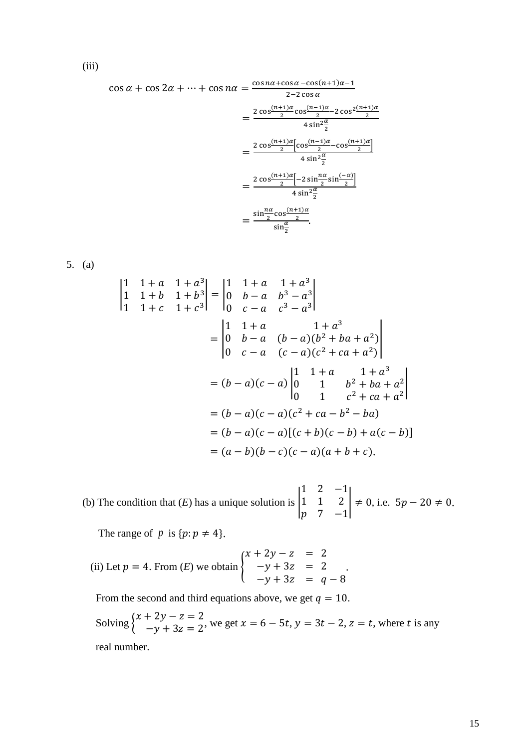(iii)

$$\cos\alpha + \cos 2\alpha + \cdots + \cos n\alpha = \frac{\cos n\alpha + \cos\alpha - \cos(n+1)\alpha - 1}{2 - 2\cos\alpha}$$

$$= \frac{2\cos\frac{(n+1)\alpha}{2}\cos\frac{(n-1)\alpha}{2} - 2\cos^2\frac{(n+1)\alpha}{2}}{4\sin^2\frac{\alpha}{2}}$$

$$= \frac{2\cos\frac{(n+1)\alpha}{2}\left[\cos\frac{(n-1)\alpha}{2} - \cos\frac{(n+1)\alpha}{2}\right]}{4\sin^2\frac{\alpha}{2}}$$

$$= \frac{2\cos\frac{(n+1)\alpha}{2}\left[-2\sin\frac{n\alpha}{2}\sin\frac{(-\alpha)}{2}\right]}{4\sin^2\frac{\alpha}{2}}$$

$$= \frac{\sin\frac{n\alpha}{2}\cos\frac{(n+1)\alpha}{2}}{\sin\frac{\alpha}{2}}.$$

5. (a)

$$\begin{vmatrix} 1 & 1+a & 1+a^3 \\ 1 & 1+b & 1+b^3 \\ 1 & 1+c & 1+c^3 \end{vmatrix} = \begin{vmatrix} 1 & 1+a & 1+a^3 \\ 0 & b-a & b^3-a^3 \\ 0 & c-a & c^3-a^3 \end{vmatrix}$$

$$= \begin{vmatrix} 1 & 1+a & 1+a^3 \\ 0 & b-a & (b-a)(b^2+ba+a^2) \\ 0 & c-a & (c-a)(c^2+ca+a^2) \end{vmatrix}$$

$$= (b-a)(c-a)\begin{vmatrix} 1 & 1+a & 1+a^3 \\ 0 & 1 & b^2+ba+a^2 \\ 0 & 1 & c^2+ca+a^2 \end{vmatrix}$$

$$= (b-a)(c-a)(c^2+ca-b^2-ba)$$

$$= (b-a)(c-a)[(c+b)(c-b)+a(c-b)]$$

$$= (a-b)(b-c)(c-a)(a+b+c).$$

(b) The condition that (*E*) has a unique solution is $\begin{vmatrix} 1 & 2 & -1 \\ 1 & 1 & 2 \\ p & 7 & -1 \end{vmatrix} \neq 0$, i.e. $5p - 20 \neq 0$.

The range of $p$ is $\{p: p \neq 4\}$.

(ii) Let $p = 4$. From (*E*) we obtain $\begin{cases} x + 2y - z & = & 2 \\ \quad -y + 3z & = & 2 \\ \quad -y + 3z & = & q - 8 \end{cases}$.

From the second and third equations above, we get $q = 10$.

Solving $\begin{cases} x + 2y - z = 2 \\ \quad -y + 3z = 2 \end{cases}$, we get $x = 6 - 5t, y = 3t - 2, z = t$, where $t$ is any real number.